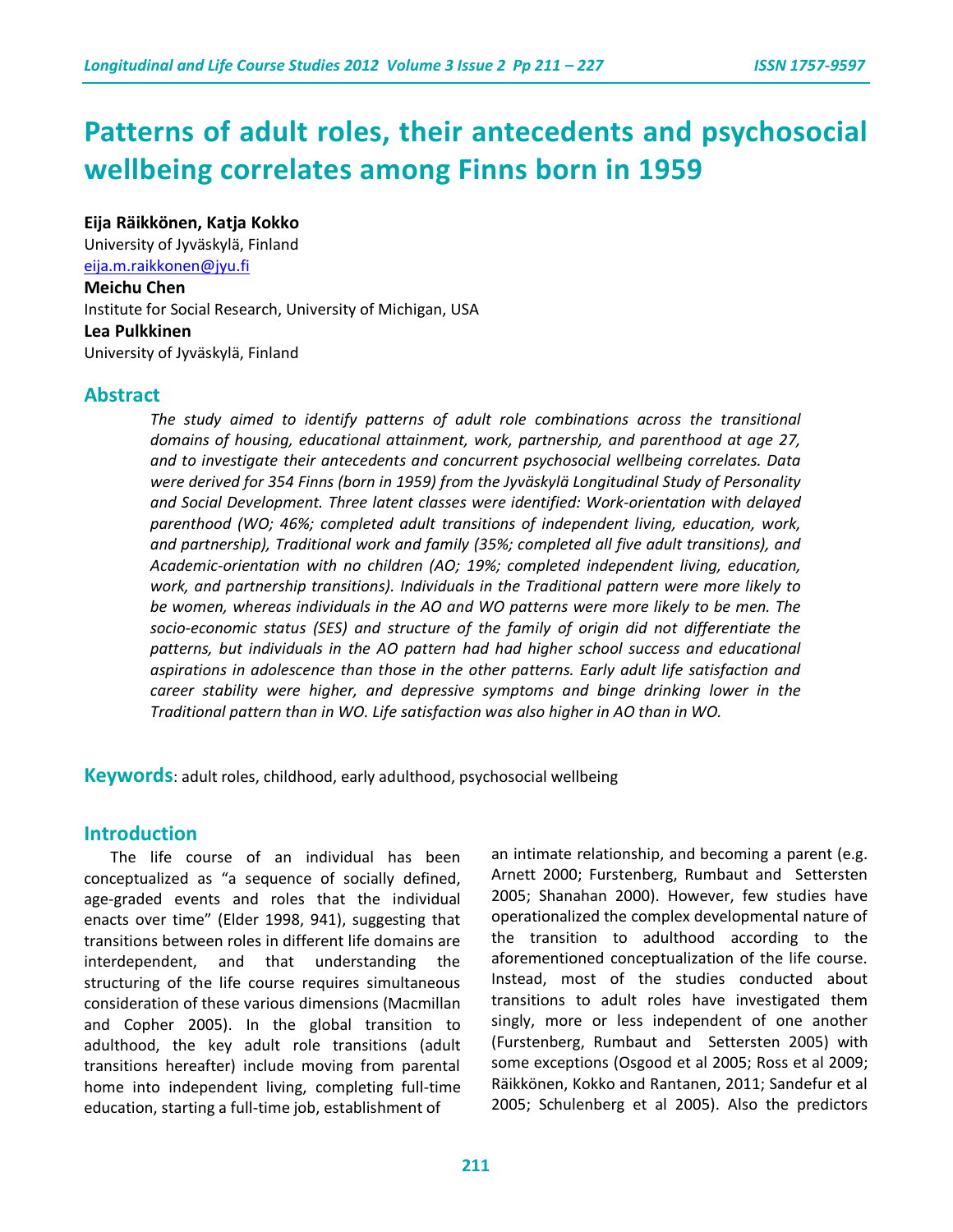# Patterns of adult roles, their antecedents and psychosocial wellbeing correlates among Finns born in 1959

**Eija Räikkönen, Katja Kokko**
University of Jyväskylä, Finland
eija.m.raikkonen@jyu.fi
**Meichu Chen**
Institute for Social Research, University of Michigan, USA
**Lea Pulkkinen**
University of Jyväskylä, Finland

## Abstract

*The study aimed to identify patterns of adult role combinations across the transitional domains of housing, educational attainment, work, partnership, and parenthood at age 27, and to investigate their antecedents and concurrent psychosocial wellbeing correlates. Data were derived for 354 Finns (born in 1959) from the Jyväskylä Longitudinal Study of Personality and Social Development. Three latent classes were identified: Work-orientation with delayed parenthood (WO; 46%; completed adult transitions of independent living, education, work, and partnership), Traditional work and family (35%; completed all five adult transitions), and Academic-orientation with no children (AO; 19%; completed independent living, education, work, and partnership transitions). Individuals in the Traditional pattern were more likely to be women, whereas individuals in the AO and WO patterns were more likely to be men. The socio-economic status (SES) and structure of the family of origin did not differentiate the patterns, but individuals in the AO pattern had had higher school success and educational aspirations in adolescence than those in the other patterns. Early adult life satisfaction and career stability were higher, and depressive symptoms and binge drinking lower in the Traditional pattern than in WO. Life satisfaction was also higher in AO than in WO.*

**Keywords**: adult roles, childhood, early adulthood, psychosocial wellbeing

## Introduction

The life course of an individual has been conceptualized as "a sequence of socially defined, age-graded events and roles that the individual enacts over time" (Elder 1998, 941), suggesting that transitions between roles in different life domains are interdependent, and that understanding the structuring of the life course requires simultaneous consideration of these various dimensions (Macmillan and Copher 2005). In the global transition to adulthood, the key adult role transitions (adult transitions hereafter) include moving from parental home into independent living, completing full-time education, starting a full-time job, establishment of an intimate relationship, and becoming a parent (e.g. Arnett 2000; Furstenberg, Rumbaut and Settersten 2005; Shanahan 2000). However, few studies have operationalized the complex developmental nature of the transition to adulthood according to the aforementioned conceptualization of the life course. Instead, most of the studies conducted about transitions to adult roles have investigated them singly, more or less independent of one another (Furstenberg, Rumbaut and Settersten 2005) with some exceptions (Osgood et al 2005; Ross et al 2009; Räikkönen, Kokko and Rantanen, 2011; Sandefur et al 2005; Schulenberg et al 2005). Also the predictors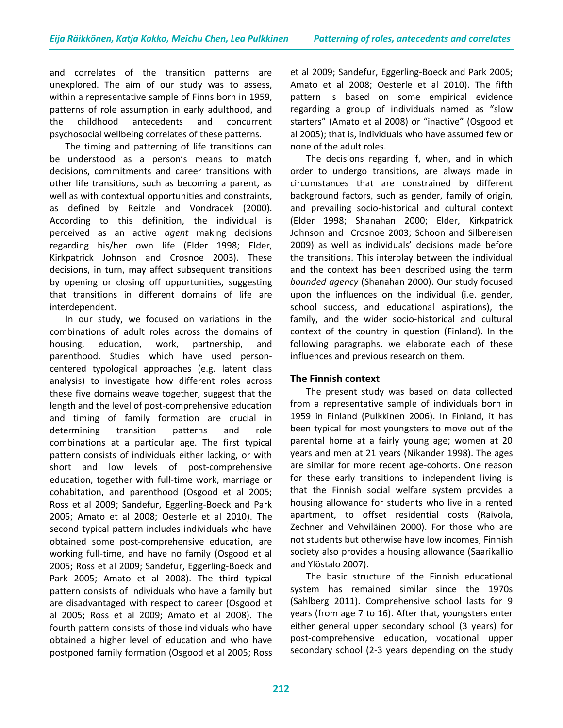and correlates of the transition patterns are unexplored. The aim of our study was to assess, within a representative sample of Finns born in 1959, patterns of role assumption in early adulthood, and the childhood antecedents and concurrent psychosocial wellbeing correlates of these patterns.

The timing and patterning of life transitions can be understood as a person's means to match decisions, commitments and career transitions with other life transitions, such as becoming a parent, as well as with contextual opportunities and constraints, as defined by Reitzle and Vondracek (2000). According to this definition, the individual is perceived as an active *agent* making decisions regarding his/her own life (Elder 1998; Elder, Kirkpatrick Johnson and Crosnoe 2003). These decisions, in turn, may affect subsequent transitions by opening or closing off opportunities, suggesting that transitions in different domains of life are interdependent.

In our study, we focused on variations in the combinations of adult roles across the domains of housing, education, work, partnership, and parenthood. Studies which have used person-centered typological approaches (e.g. latent class analysis) to investigate how different roles across these five domains weave together, suggest that the length and the level of post-comprehensive education and timing of family formation are crucial in determining transition patterns and role combinations at a particular age. The first typical pattern consists of individuals either lacking, or with short and low levels of post-comprehensive education, together with full-time work, marriage or cohabitation, and parenthood (Osgood et al 2005; Ross et al 2009; Sandefur, Eggerling-Boeck and Park 2005; Amato et al 2008; Oesterle et al 2010). The second typical pattern includes individuals who have obtained some post-comprehensive education, are working full-time, and have no family (Osgood et al 2005; Ross et al 2009; Sandefur, Eggerling-Boeck and Park 2005; Amato et al 2008). The third typical pattern consists of individuals who have a family but are disadvantaged with respect to career (Osgood et al 2005; Ross et al 2009; Amato et al 2008). The fourth pattern consists of those individuals who have obtained a higher level of education and who have postponed family formation (Osgood et al 2005; Ross et al 2009; Sandefur, Eggerling-Boeck and Park 2005; Amato et al 2008; Oesterle et al 2010). The fifth pattern is based on some empirical evidence regarding a group of individuals named as "slow starters" (Amato et al 2008) or "inactive" (Osgood et al 2005); that is, individuals who have assumed few or none of the adult roles.

The decisions regarding if, when, and in which order to undergo transitions, are always made in circumstances that are constrained by different background factors, such as gender, family of origin, and prevailing socio-historical and cultural context (Elder 1998; Shanahan 2000; Elder, Kirkpatrick Johnson and Crosnoe 2003; Schoon and Silbereisen 2009) as well as individuals' decisions made before the transitions. This interplay between the individual and the context has been described using the term *bounded agency* (Shanahan 2000). Our study focused upon the influences on the individual (i.e. gender, school success, and educational aspirations), the family, and the wider socio-historical and cultural context of the country in question (Finland). In the following paragraphs, we elaborate each of these influences and previous research on them.

## The Finnish context

The present study was based on data collected from a representative sample of individuals born in 1959 in Finland (Pulkkinen 2006). In Finland, it has been typical for most youngsters to move out of the parental home at a fairly young age; women at 20 years and men at 21 years (Nikander 1998). The ages are similar for more recent age-cohorts. One reason for these early transitions to independent living is that the Finnish social welfare system provides a housing allowance for students who live in a rented apartment, to offset residential costs (Raivola, Zechner and Vehviläinen 2000). For those who are not students but otherwise have low incomes, Finnish society also provides a housing allowance (Saarikallio and Ylöstalo 2007).

The basic structure of the Finnish educational system has remained similar since the 1970s (Sahlberg 2011). Comprehensive school lasts for 9 years (from age 7 to 16). After that, youngsters enter either general upper secondary school (3 years) for post-comprehensive education, vocational upper secondary school (2-3 years depending on the study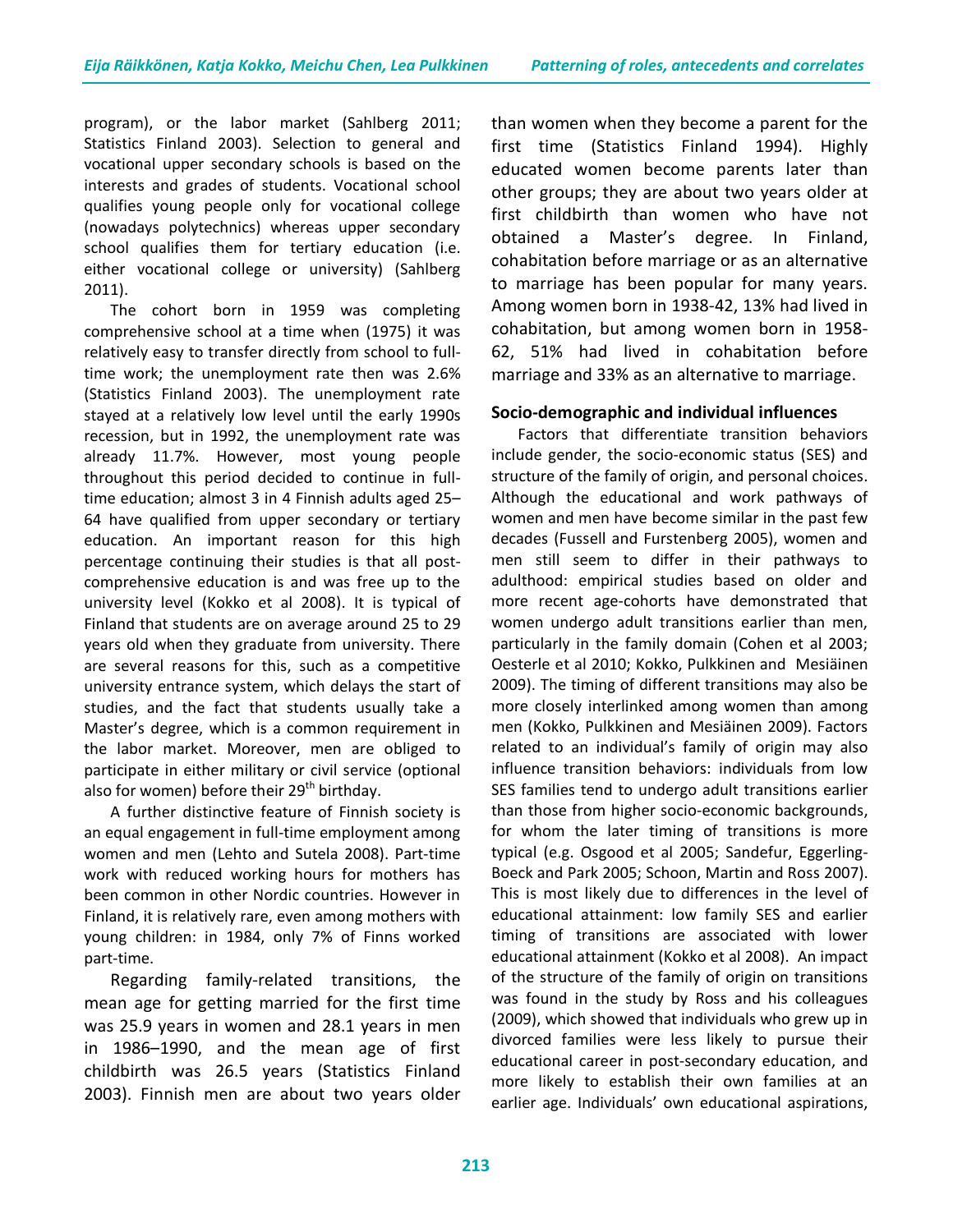program), or the labor market (Sahlberg 2011; Statistics Finland 2003). Selection to general and vocational upper secondary schools is based on the interests and grades of students. Vocational school qualifies young people only for vocational college (nowadays polytechnics) whereas upper secondary school qualifies them for tertiary education (i.e. either vocational college or university) (Sahlberg 2011).

The cohort born in 1959 was completing comprehensive school at a time when (1975) it was relatively easy to transfer directly from school to full-time work; the unemployment rate then was 2.6% (Statistics Finland 2003). The unemployment rate stayed at a relatively low level until the early 1990s recession, but in 1992, the unemployment rate was already 11.7%. However, most young people throughout this period decided to continue in full-time education; almost 3 in 4 Finnish adults aged 25–64 have qualified from upper secondary or tertiary education. An important reason for this high percentage continuing their studies is that all post-comprehensive education is and was free up to the university level (Kokko et al 2008). It is typical of Finland that students are on average around 25 to 29 years old when they graduate from university. There are several reasons for this, such as a competitive university entrance system, which delays the start of studies, and the fact that students usually take a Master's degree, which is a common requirement in the labor market. Moreover, men are obliged to participate in either military or civil service (optional also for women) before their 29th birthday.

A further distinctive feature of Finnish society is an equal engagement in full-time employment among women and men (Lehto and Sutela 2008). Part-time work with reduced working hours for mothers has been common in other Nordic countries. However in Finland, it is relatively rare, even among mothers with young children: in 1984, only 7% of Finns worked part-time.

Regarding family-related transitions, the mean age for getting married for the first time was 25.9 years in women and 28.1 years in men in 1986–1990, and the mean age of first childbirth was 26.5 years (Statistics Finland 2003). Finnish men are about two years older than women when they become a parent for the first time (Statistics Finland 1994). Highly educated women become parents later than other groups; they are about two years older at first childbirth than women who have not obtained a Master's degree. In Finland, cohabitation before marriage or as an alternative to marriage has been popular for many years. Among women born in 1938-42, 13% had lived in cohabitation, but among women born in 1958-62, 51% had lived in cohabitation before marriage and 33% as an alternative to marriage.

### Socio-demographic and individual influences

Factors that differentiate transition behaviors include gender, the socio-economic status (SES) and structure of the family of origin, and personal choices. Although the educational and work pathways of women and men have become similar in the past few decades (Fussell and Furstenberg 2005), women and men still seem to differ in their pathways to adulthood: empirical studies based on older and more recent age-cohorts have demonstrated that women undergo adult transitions earlier than men, particularly in the family domain (Cohen et al 2003; Oesterle et al 2010; Kokko, Pulkkinen and Mesiäinen 2009). The timing of different transitions may also be more closely interlinked among women than among men (Kokko, Pulkkinen and Mesiäinen 2009). Factors related to an individual's family of origin may also influence transition behaviors: individuals from low SES families tend to undergo adult transitions earlier than those from higher socio-economic backgrounds, for whom the later timing of transitions is more typical (e.g. Osgood et al 2005; Sandefur, Eggerling-Boeck and Park 2005; Schoon, Martin and Ross 2007). This is most likely due to differences in the level of educational attainment: low family SES and earlier timing of transitions are associated with lower educational attainment (Kokko et al 2008). An impact of the structure of the family of origin on transitions was found in the study by Ross and his colleagues (2009), which showed that individuals who grew up in divorced families were less likely to pursue their educational career in post-secondary education, and more likely to establish their own families at an earlier age. Individuals' own educational aspirations,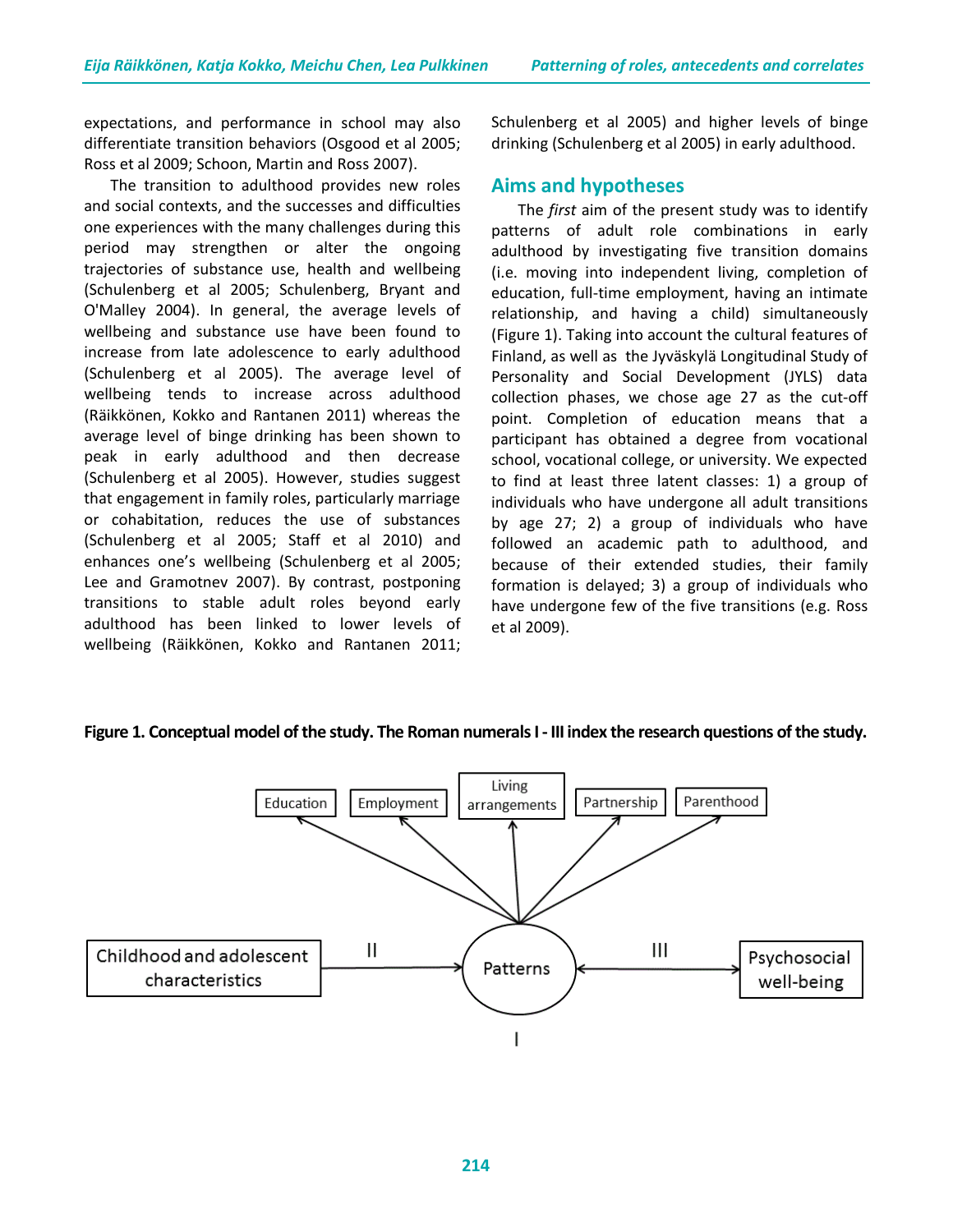expectations, and performance in school may also differentiate transition behaviors (Osgood et al 2005; Ross et al 2009; Schoon, Martin and Ross 2007).

The transition to adulthood provides new roles and social contexts, and the successes and difficulties one experiences with the many challenges during this period may strengthen or alter the ongoing trajectories of substance use, health and wellbeing (Schulenberg et al 2005; Schulenberg, Bryant and O'Malley 2004). In general, the average levels of wellbeing and substance use have been found to increase from late adolescence to early adulthood (Schulenberg et al 2005). The average level of wellbeing tends to increase across adulthood (Räikkönen, Kokko and Rantanen 2011) whereas the average level of binge drinking has been shown to peak in early adulthood and then decrease (Schulenberg et al 2005). However, studies suggest that engagement in family roles, particularly marriage or cohabitation, reduces the use of substances (Schulenberg et al 2005; Staff et al 2010) and enhances one's wellbeing (Schulenberg et al 2005; Lee and Gramotnev 2007). By contrast, postponing transitions to stable adult roles beyond early adulthood has been linked to lower levels of wellbeing (Räikkönen, Kokko and Rantanen 2011; Schulenberg et al 2005) and higher levels of binge drinking (Schulenberg et al 2005) in early adulthood.

## Aims and hypotheses

The *first* aim of the present study was to identify patterns of adult role combinations in early adulthood by investigating five transition domains (i.e. moving into independent living, completion of education, full-time employment, having an intimate relationship, and having a child) simultaneously (Figure 1). Taking into account the cultural features of Finland, as well as the Jyväskylä Longitudinal Study of Personality and Social Development (JYLS) data collection phases, we chose age 27 as the cut-off point. Completion of education means that a participant has obtained a degree from vocational school, vocational college, or university. We expected to find at least three latent classes: 1) a group of individuals who have undergone all adult transitions by age 27; 2) a group of individuals who have followed an academic path to adulthood, and because of their extended studies, their family formation is delayed; 3) a group of individuals who have undergone few of the five transitions (e.g. Ross et al 2009).

**Figure 1. Conceptual model of the study. The Roman numerals I - III index the research questions of the study.**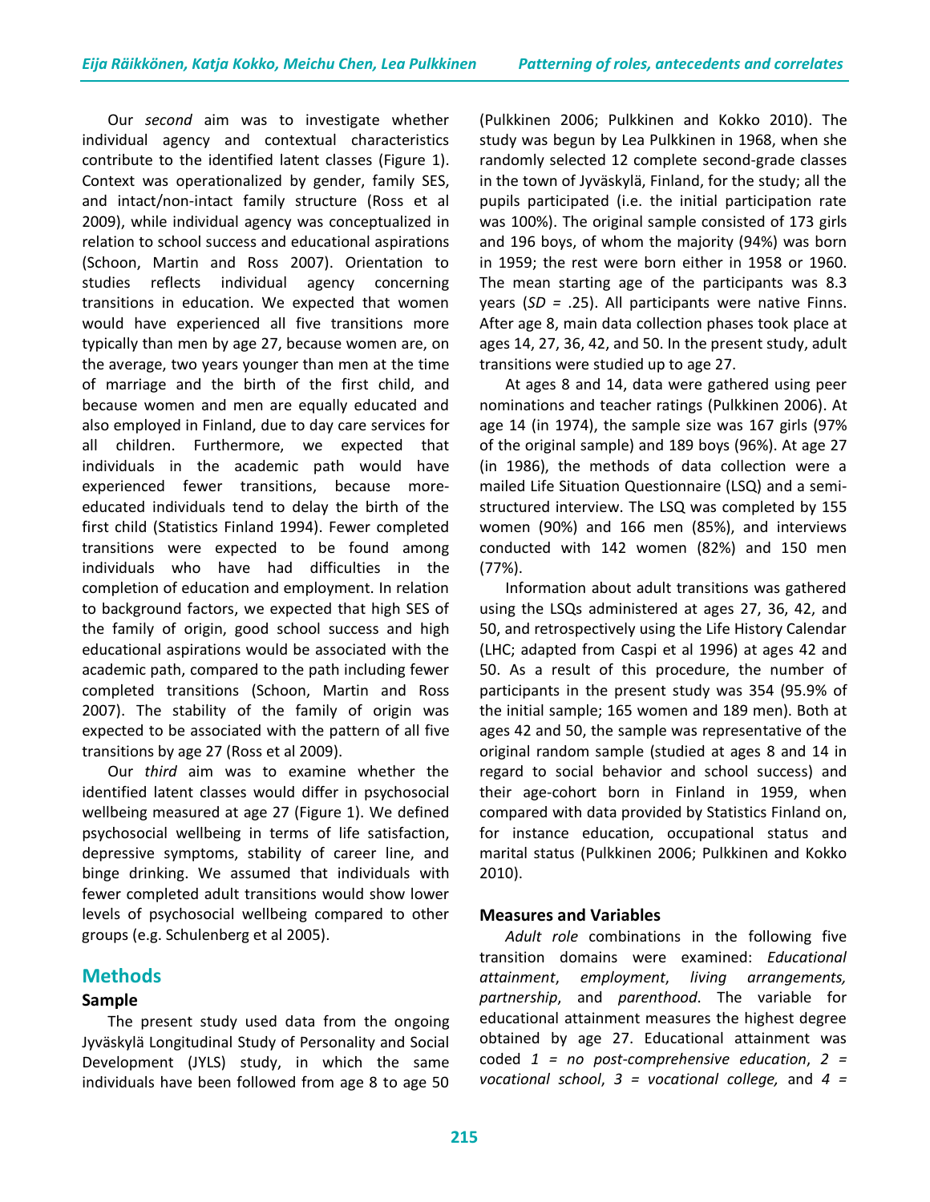Our *second* aim was to investigate whether individual agency and contextual characteristics contribute to the identified latent classes (Figure 1). Context was operationalized by gender, family SES, and intact/non-intact family structure (Ross et al 2009), while individual agency was conceptualized in relation to school success and educational aspirations (Schoon, Martin and Ross 2007). Orientation to studies reflects individual agency concerning transitions in education. We expected that women would have experienced all five transitions more typically than men by age 27, because women are, on the average, two years younger than men at the time of marriage and the birth of the first child, and because women and men are equally educated and also employed in Finland, due to day care services for all children. Furthermore, we expected that individuals in the academic path would have experienced fewer transitions, because more-educated individuals tend to delay the birth of the first child (Statistics Finland 1994). Fewer completed transitions were expected to be found among individuals who have had difficulties in the completion of education and employment. In relation to background factors, we expected that high SES of the family of origin, good school success and high educational aspirations would be associated with the academic path, compared to the path including fewer completed transitions (Schoon, Martin and Ross 2007). The stability of the family of origin was expected to be associated with the pattern of all five transitions by age 27 (Ross et al 2009).

Our *third* aim was to examine whether the identified latent classes would differ in psychosocial wellbeing measured at age 27 (Figure 1). We defined psychosocial wellbeing in terms of life satisfaction, depressive symptoms, stability of career line, and binge drinking. We assumed that individuals with fewer completed adult transitions would show lower levels of psychosocial wellbeing compared to other groups (e.g. Schulenberg et al 2005).

## Methods

### Sample

The present study used data from the ongoing Jyväskylä Longitudinal Study of Personality and Social Development (JYLS) study, in which the same individuals have been followed from age 8 to age 50 (Pulkkinen 2006; Pulkkinen and Kokko 2010). The study was begun by Lea Pulkkinen in 1968, when she randomly selected 12 complete second-grade classes in the town of Jyväskylä, Finland, for the study; all the pupils participated (i.e. the initial participation rate was 100%). The original sample consisted of 173 girls and 196 boys, of whom the majority (94%) was born in 1959; the rest were born either in 1958 or 1960. The mean starting age of the participants was 8.3 years (*SD* = .25). All participants were native Finns. After age 8, main data collection phases took place at ages 14, 27, 36, 42, and 50. In the present study, adult transitions were studied up to age 27.

At ages 8 and 14, data were gathered using peer nominations and teacher ratings (Pulkkinen 2006). At age 14 (in 1974), the sample size was 167 girls (97% of the original sample) and 189 boys (96%). At age 27 (in 1986), the methods of data collection were a mailed Life Situation Questionnaire (LSQ) and a semi-structured interview. The LSQ was completed by 155 women (90%) and 166 men (85%), and interviews conducted with 142 women (82%) and 150 men (77%).

Information about adult transitions was gathered using the LSQs administered at ages 27, 36, 42, and 50, and retrospectively using the Life History Calendar (LHC; adapted from Caspi et al 1996) at ages 42 and 50. As a result of this procedure, the number of participants in the present study was 354 (95.9% of the initial sample; 165 women and 189 men). Both at ages 42 and 50, the sample was representative of the original random sample (studied at ages 8 and 14 in regard to social behavior and school success) and their age-cohort born in Finland in 1959, when compared with data provided by Statistics Finland on, for instance education, occupational status and marital status (Pulkkinen 2006; Pulkkinen and Kokko 2010).

### Measures and Variables

*Adult role* combinations in the following five transition domains were examined: *Educational attainment*, *employment*, *living arrangements, partnership*, and *parenthood*. The variable for educational attainment measures the highest degree obtained by age 27. Educational attainment was coded *1 = no post-comprehensive education*, *2 = vocational school*, *3 = vocational college,* and *4 =*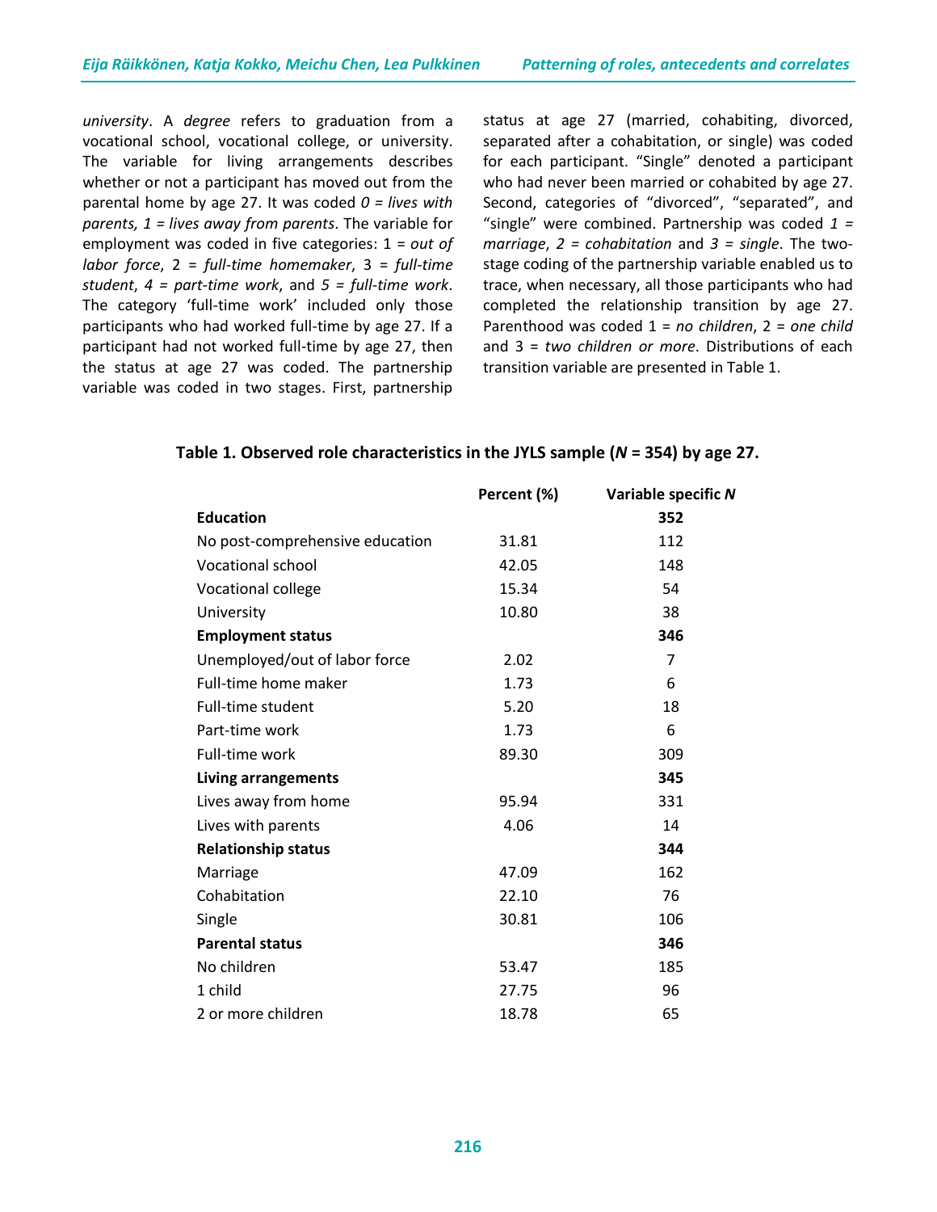*university*. A *degree* refers to graduation from a vocational school, vocational college, or university. The variable for living arrangements describes whether or not a participant has moved out from the parental home by age 27. It was coded *0 = lives with parents, 1 = lives away from parents*. The variable for employment was coded in five categories: 1 = *out of labor force*, 2 = *full-time homemaker*, 3 = *full-time student*, *4 = part-time work*, and *5 = full-time work*. The category 'full-time work' included only those participants who had worked full-time by age 27. If a participant had not worked full-time by age 27, then the status at age 27 was coded. The partnership variable was coded in two stages. First, partnership status at age 27 (married, cohabiting, divorced, separated after a cohabitation, or single) was coded for each participant. "Single" denoted a participant who had never been married or cohabited by age 27. Second, categories of "divorced", "separated", and "single" were combined. Partnership was coded *1 = marriage*, *2 = cohabitation* and *3 = single*. The two-stage coding of the partnership variable enabled us to trace, when necessary, all those participants who had completed the relationship transition by age 27. Parenthood was coded 1 = *no children*, 2 = *one child* and 3 = *two children or more*. Distributions of each transition variable are presented in Table 1.

**Table 1. Observed role characteristics in the JYLS sample (*N* = 354) by age 27.**

| | Percent (%) | Variable specific *N* |
|---|---|---|
| **Education** | | **352** |
| No post-comprehensive education | 31.81 | 112 |
| Vocational school | 42.05 | 148 |
| Vocational college | 15.34 | 54 |
| University | 10.80 | 38 |
| **Employment status** | | **346** |
| Unemployed/out of labor force | 2.02 | 7 |
| Full-time home maker | 1.73 | 6 |
| Full-time student | 5.20 | 18 |
| Part-time work | 1.73 | 6 |
| Full-time work | 89.30 | 309 |
| **Living arrangements** | | **345** |
| Lives away from home | 95.94 | 331 |
| Lives with parents | 4.06 | 14 |
| **Relationship status** | | **344** |
| Marriage | 47.09 | 162 |
| Cohabitation | 22.10 | 76 |
| Single | 30.81 | 106 |
| **Parental status** | | **346** |
| No children | 53.47 | 185 |
| 1 child | 27.75 | 96 |
| 2 or more children | 18.78 | 65 |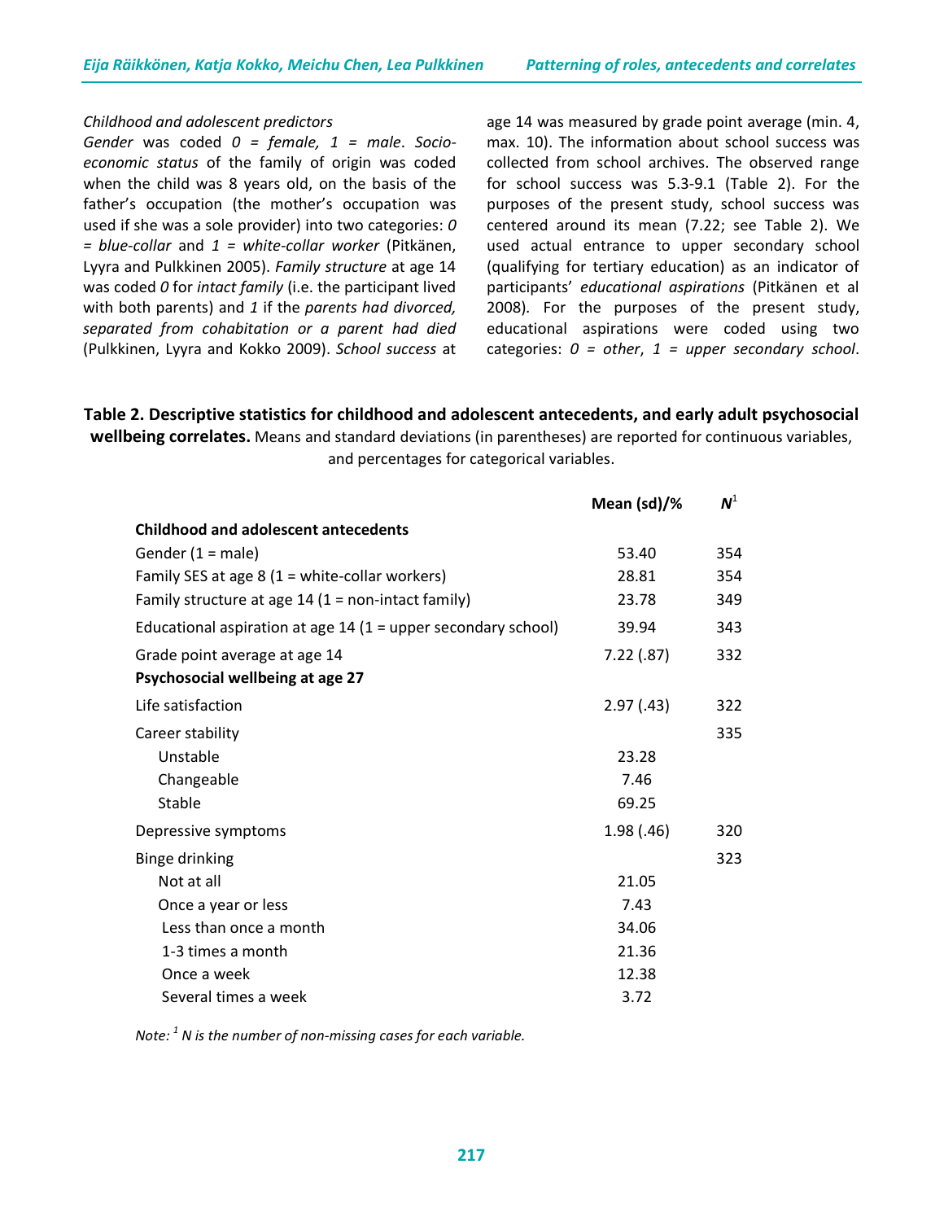*Childhood and adolescent predictors*

*Gender* was coded *0 = female, 1 = male*. *Socio-economic status* of the family of origin was coded when the child was 8 years old, on the basis of the father's occupation (the mother's occupation was used if she was a sole provider) into two categories: *0 = blue-collar* and *1 = white-collar worker* (Pitkänen, Lyyra and Pulkkinen 2005). *Family structure* at age 14 was coded *0* for *intact family* (i.e. the participant lived with both parents) and *1* if the *parents had divorced, separated from cohabitation or a parent had died* (Pulkkinen, Lyyra and Kokko 2009). *School success* at age 14 was measured by grade point average (min. 4, max. 10). The information about school success was collected from school archives. The observed range for school success was 5.3-9.1 (Table 2). For the purposes of the present study, school success was centered around its mean (7.22; see Table 2). We used actual entrance to upper secondary school (qualifying for tertiary education) as an indicator of participants' *educational aspirations* (Pitkänen et al 2008). For the purposes of the present study, educational aspirations were coded using two categories: *0 = other*, *1 = upper secondary school*.

**Table 2. Descriptive statistics for childhood and adolescent antecedents, and early adult psychosocial wellbeing correlates.** Means and standard deviations (in parentheses) are reported for continuous variables, and percentages for categorical variables.

| | Mean (sd)/% | $N$[1] |
|---|---|---|
| **Childhood and adolescent antecedents** | | |
| Gender (1 = male) | 53.40 | 354 |
| Family SES at age 8 (1 = white-collar workers) | 28.81 | 354 |
| Family structure at age 14 (1 = non-intact family) | 23.78 | 349 |
| Educational aspiration at age 14 (1 = upper secondary school) | 39.94 | 343 |
| Grade point average at age 14 | 7.22 (.87) | 332 |
| **Psychosocial wellbeing at age 27** | | |
| Life satisfaction | 2.97 (.43) | 322 |
| Career stability | | 335 |
| Unstable | 23.28 | |
| Changeable | 7.46 | |
| Stable | 69.25 | |
| Depressive symptoms | 1.98 (.46) | 320 |
| Binge drinking | | 323 |
| Not at all | 21.05 | |
| Once a year or less | 7.43 | |
| Less than once a month | 34.06 | |
| 1-3 times a month | 21.36 | |
| Once a week | 12.38 | |
| Several times a week | 3.72 | |

*Note: [1] N is the number of non-missing cases for each variable.*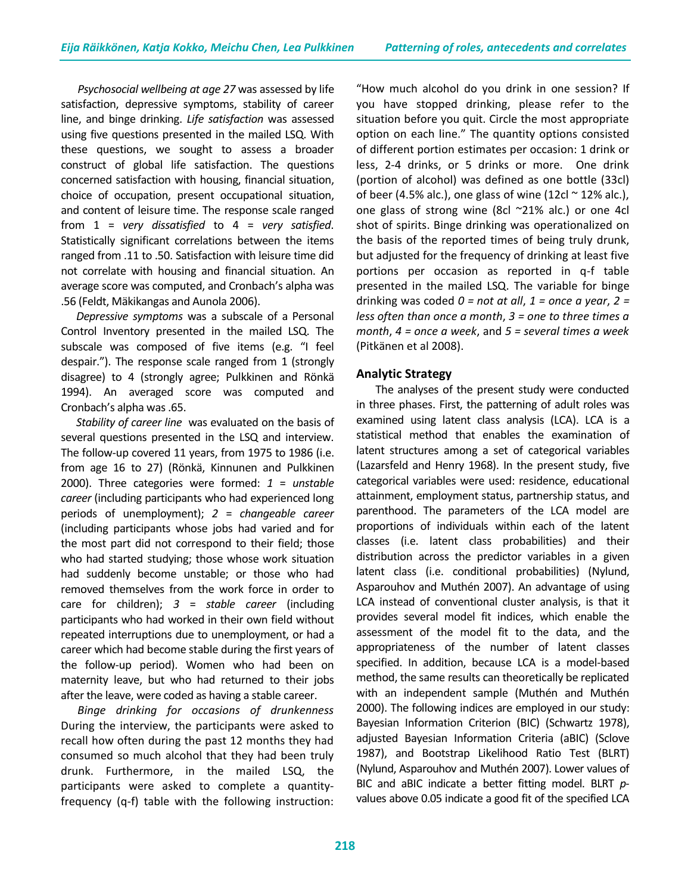*Psychosocial wellbeing at age 27* was assessed by life satisfaction, depressive symptoms, stability of career line, and binge drinking. *Life satisfaction* was assessed using five questions presented in the mailed LSQ. With these questions, we sought to assess a broader construct of global life satisfaction. The questions concerned satisfaction with housing, financial situation, choice of occupation, present occupational situation, and content of leisure time. The response scale ranged from 1 = *very dissatisfied* to 4 = *very satisfied*. Statistically significant correlations between the items ranged from .11 to .50. Satisfaction with leisure time did not correlate with housing and financial situation. An average score was computed, and Cronbach's alpha was .56 (Feldt, Mäkikangas and Aunola 2006).

*Depressive symptoms* was a subscale of a Personal Control Inventory presented in the mailed LSQ. The subscale was composed of five items (e.g. "I feel despair."). The response scale ranged from 1 (strongly disagree) to 4 (strongly agree; Pulkkinen and Rönkä 1994). An averaged score was computed and Cronbach's alpha was .65.

*Stability of career line* was evaluated on the basis of several questions presented in the LSQ and interview. The follow-up covered 11 years, from 1975 to 1986 (i.e. from age 16 to 27) (Rönkä, Kinnunen and Pulkkinen 2000). Three categories were formed: *1 = unstable career* (including participants who had experienced long periods of unemployment); *2 = changeable career* (including participants whose jobs had varied and for the most part did not correspond to their field; those who had started studying; those whose work situation had suddenly become unstable; or those who had removed themselves from the work force in order to care for children); *3 = stable career* (including participants who had worked in their own field without repeated interruptions due to unemployment, or had a career which had become stable during the first years of the follow-up period). Women who had been on maternity leave, but who had returned to their jobs after the leave, were coded as having a stable career.

*Binge drinking for occasions of drunkenness* During the interview, the participants were asked to recall how often during the past 12 months they had consumed so much alcohol that they had been truly drunk. Furthermore, in the mailed LSQ, the participants were asked to complete a quantity-frequency (q-f) table with the following instruction: "How much alcohol do you drink in one session? If you have stopped drinking, please refer to the situation before you quit. Circle the most appropriate option on each line." The quantity options consisted of different portion estimates per occasion: 1 drink or less, 2-4 drinks, or 5 drinks or more. One drink (portion of alcohol) was defined as one bottle (33cl) of beer (4.5% alc.), one glass of wine (12cl ~ 12% alc.), one glass of strong wine (8cl ~21% alc.) or one 4cl shot of spirits. Binge drinking was operationalized on the basis of the reported times of being truly drunk, but adjusted for the frequency of drinking at least five portions per occasion as reported in q-f table presented in the mailed LSQ. The variable for binge drinking was coded *0 = not at all*, *1 = once a year*, *2 = less often than once a month*, *3 = one to three times a month*, *4 = once a week*, and *5 = several times a week* (Pitkänen et al 2008).

## Analytic Strategy

The analyses of the present study were conducted in three phases. First, the patterning of adult roles was examined using latent class analysis (LCA). LCA is a statistical method that enables the examination of latent structures among a set of categorical variables (Lazarsfeld and Henry 1968). In the present study, five categorical variables were used: residence, educational attainment, employment status, partnership status, and parenthood. The parameters of the LCA model are proportions of individuals within each of the latent classes (i.e. latent class probabilities) and their distribution across the predictor variables in a given latent class (i.e. conditional probabilities) (Nylund, Asparouhov and Muthén 2007). An advantage of using LCA instead of conventional cluster analysis, is that it provides several model fit indices, which enable the assessment of the model fit to the data, and the appropriateness of the number of latent classes specified. In addition, because LCA is a model-based method, the same results can theoretically be replicated with an independent sample (Muthén and Muthén 2000). The following indices are employed in our study: Bayesian Information Criterion (BIC) (Schwartz 1978), adjusted Bayesian Information Criteria (aBIC) (Sclove 1987), and Bootstrap Likelihood Ratio Test (BLRT) (Nylund, Asparouhov and Muthén 2007). Lower values of BIC and aBIC indicate a better fitting model. BLRT *p*-values above 0.05 indicate a good fit of the specified LCA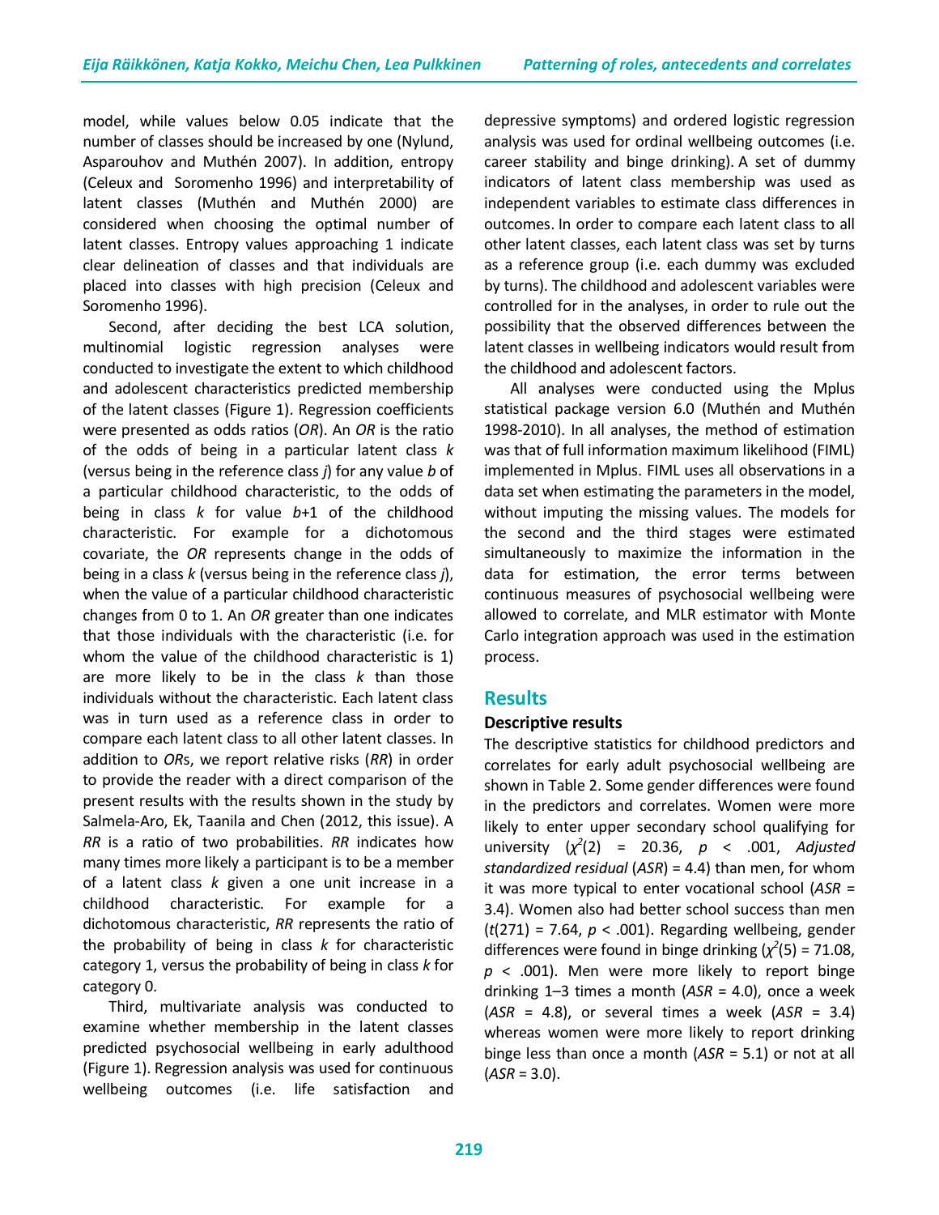model, while values below 0.05 indicate that the number of classes should be increased by one (Nylund, Asparouhov and Muthén 2007). In addition, entropy (Celeux and Soromenho 1996) and interpretability of latent classes (Muthén and Muthén 2000) are considered when choosing the optimal number of latent classes. Entropy values approaching 1 indicate clear delineation of classes and that individuals are placed into classes with high precision (Celeux and Soromenho 1996).

Second, after deciding the best LCA solution, multinomial logistic regression analyses were conducted to investigate the extent to which childhood and adolescent characteristics predicted membership of the latent classes (Figure 1). Regression coefficients were presented as odds ratios (*OR*). An *OR* is the ratio of the odds of being in a particular latent class *k* (versus being in the reference class *j*) for any value *b* of a particular childhood characteristic, to the odds of being in class *k* for value *b*+1 of the childhood characteristic. For example for a dichotomous covariate, the *OR* represents change in the odds of being in a class *k* (versus being in the reference class *j*), when the value of a particular childhood characteristic changes from 0 to 1. An *OR* greater than one indicates that those individuals with the characteristic (i.e. for whom the value of the childhood characteristic is 1) are more likely to be in the class *k* than those individuals without the characteristic. Each latent class was in turn used as a reference class in order to compare each latent class to all other latent classes. In addition to *OR*s, we report relative risks (*RR*) in order to provide the reader with a direct comparison of the present results with the results shown in the study by Salmela-Aro, Ek, Taanila and Chen (2012, this issue). A *RR* is a ratio of two probabilities. *RR* indicates how many times more likely a participant is to be a member of a latent class *k* given a one unit increase in a childhood characteristic. For example for a dichotomous characteristic, *RR* represents the ratio of the probability of being in class *k* for characteristic category 1, versus the probability of being in class *k* for category 0.

Third, multivariate analysis was conducted to examine whether membership in the latent classes predicted psychosocial wellbeing in early adulthood (Figure 1). Regression analysis was used for continuous wellbeing outcomes (i.e. life satisfaction and depressive symptoms) and ordered logistic regression analysis was used for ordinal wellbeing outcomes (i.e. career stability and binge drinking). A set of dummy indicators of latent class membership was used as independent variables to estimate class differences in outcomes. In order to compare each latent class to all other latent classes, each latent class was set by turns as a reference group (i.e. each dummy was excluded by turns). The childhood and adolescent variables were controlled for in the analyses, in order to rule out the possibility that the observed differences between the latent classes in wellbeing indicators would result from the childhood and adolescent factors.

All analyses were conducted using the Mplus statistical package version 6.0 (Muthén and Muthén 1998-2010). In all analyses, the method of estimation was that of full information maximum likelihood (FIML) implemented in Mplus. FIML uses all observations in a data set when estimating the parameters in the model, without imputing the missing values. The models for the second and the third stages were estimated simultaneously to maximize the information in the data for estimation, the error terms between continuous measures of psychosocial wellbeing were allowed to correlate, and MLR estimator with Monte Carlo integration approach was used in the estimation process.

## Results

### Descriptive results

The descriptive statistics for childhood predictors and correlates for early adult psychosocial wellbeing are shown in Table 2. Some gender differences were found in the predictors and correlates. Women were more likely to enter upper secondary school qualifying for university ($\chi^2(2)$ = 20.36, $p$ < .001, *Adjusted standardized residual* (*ASR*) = 4.4) than men, for whom it was more typical to enter vocational school (*ASR* = 3.4). Women also had better school success than men ($t(271)$ = 7.64, $p$ < .001). Regarding wellbeing, gender differences were found in binge drinking ($\chi^2(5)$ = 71.08, $p$ < .001). Men were more likely to report binge drinking 1–3 times a month (*ASR* = 4.0), once a week (*ASR* = 4.8), or several times a week (*ASR* = 3.4) whereas women were more likely to report drinking binge less than once a month (*ASR* = 5.1) or not at all (*ASR* = 3.0).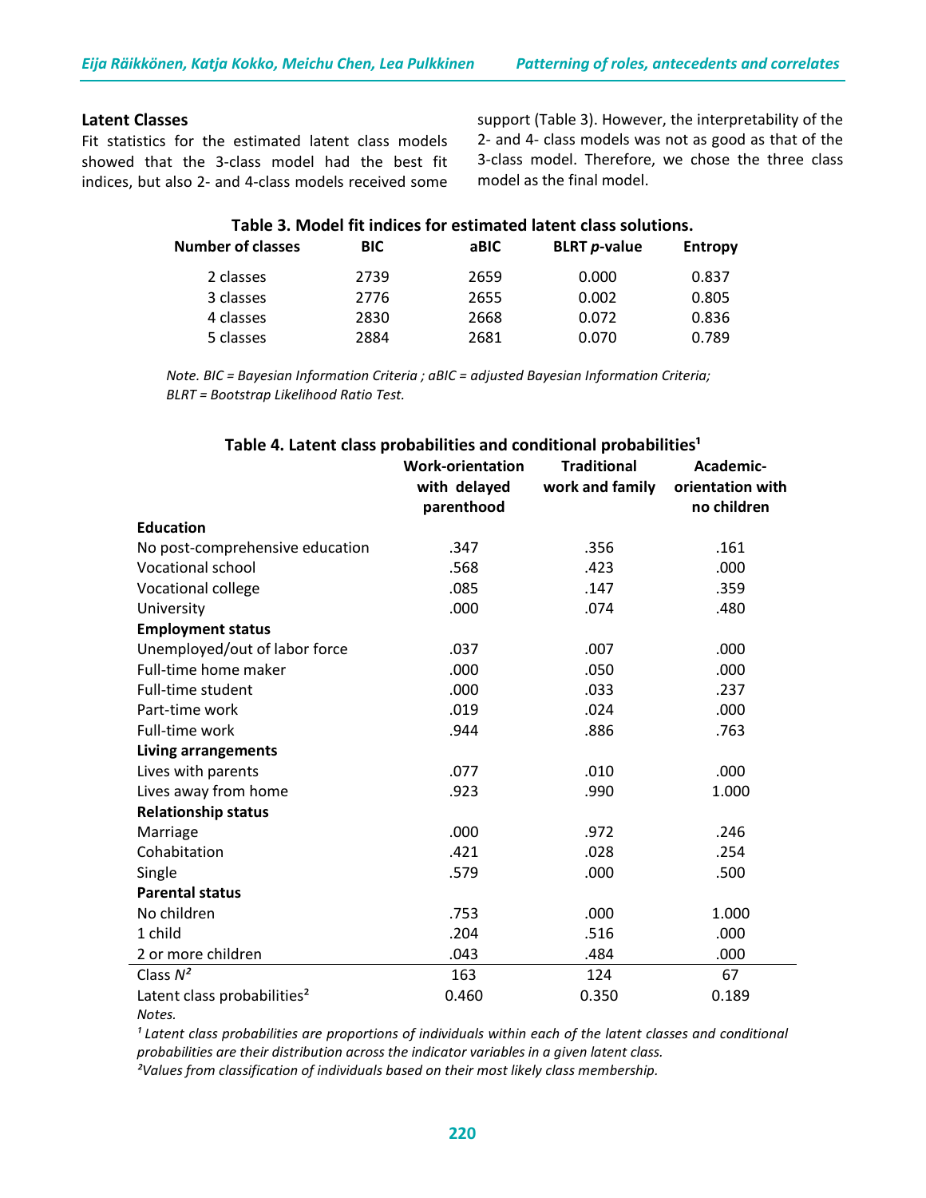### Latent Classes

Fit statistics for the estimated latent class models showed that the 3-class model had the best fit indices, but also 2- and 4-class models received some support (Table 3). However, the interpretability of the 2- and 4- class models was not as good as that of the 3-class model. Therefore, we chose the three class model as the final model.

**Table 3. Model fit indices for estimated latent class solutions.**

| Number of classes | BIC | aBIC | BLRT *p*-value | Entropy |
|---|---|---|---|---|
| 2 classes | 2739 | 2659 | 0.000 | 0.837 |
| 3 classes | 2776 | 2655 | 0.002 | 0.805 |
| 4 classes | 2830 | 2668 | 0.072 | 0.836 |
| 5 classes | 2884 | 2681 | 0.070 | 0.789 |

*Note. BIC = Bayesian Information Criteria ; aBIC = adjusted Bayesian Information Criteria; BLRT = Bootstrap Likelihood Ratio Test.*

**Table 4. Latent class probabilities and conditional probabilities[1]**

| | Work-orientation with delayed parenthood | Traditional work and family | Academic-orientation with no children |
|---|---|---|---|
| **Education** | | | |
| No post-comprehensive education | .347 | .356 | .161 |
| Vocational school | .568 | .423 | .000 |
| Vocational college | .085 | .147 | .359 |
| University | .000 | .074 | .480 |
| **Employment status** | | | |
| Unemployed/out of labor force | .037 | .007 | .000 |
| Full-time home maker | .000 | .050 | .000 |
| Full-time student | .000 | .033 | .237 |
| Part-time work | .019 | .024 | .000 |
| Full-time work | .944 | .886 | .763 |
| **Living arrangements** | | | |
| Lives with parents | .077 | .010 | .000 |
| Lives away from home | .923 | .990 | 1.000 |
| **Relationship status** | | | |
| Marriage | .000 | .972 | .246 |
| Cohabitation | .421 | .028 | .254 |
| Single | .579 | .000 | .500 |
| **Parental status** | | | |
| No children | .753 | .000 | 1.000 |
| 1 child | .204 | .516 | .000 |
| 2 or more children | .043 | .484 | .000 |
| Class *N*[2] | 163 | 124 | 67 |
| Latent class probabilities[2] | 0.460 | 0.350 | 0.189 |

*Notes.*

*[1] Latent class probabilities are proportions of individuals within each of the latent classes and conditional probabilities are their distribution across the indicator variables in a given latent class.*

*[2]Values from classification of individuals based on their most likely class membership.*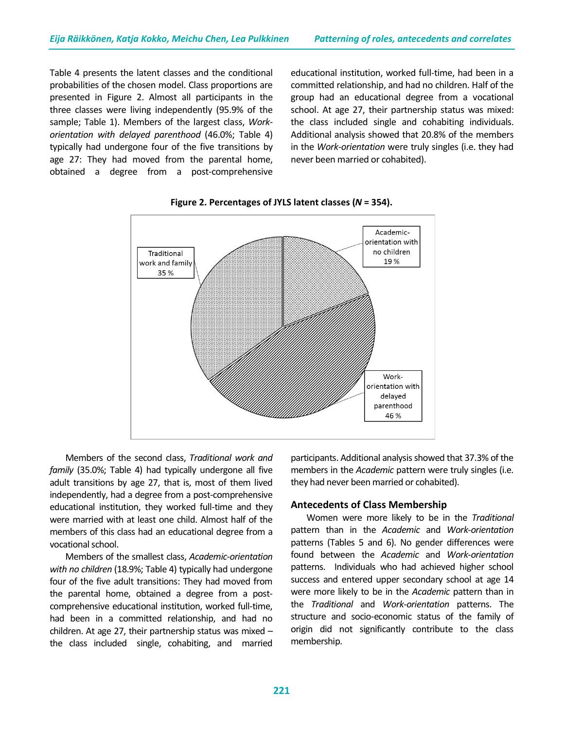Table 4 presents the latent classes and the conditional probabilities of the chosen model. Class proportions are presented in Figure 2. Almost all participants in the three classes were living independently (95.9% of the sample; Table 1). Members of the largest class, *Work-orientation with delayed parenthood* (46.0%; Table 4) typically had undergone four of the five transitions by age 27: They had moved from the parental home, obtained a degree from a post-comprehensive educational institution, worked full-time, had been in a committed relationship, and had no children. Half of the group had an educational degree from a vocational school. At age 27, their partnership status was mixed: the class included single and cohabiting individuals. Additional analysis showed that 20.8% of the members in the *Work-orientation* were truly singles (i.e. they had never been married or cohabited).

**Figure 2. Percentages of JYLS latent classes (*N* = 354).**

Traditional work and family 35 %

Academic-orientation with no children 19 %

Work-orientation with delayed parenthood 46 %

Members of the second class, *Traditional work and family* (35.0%; Table 4) had typically undergone all five adult transitions by age 27, that is, most of them lived independently, had a degree from a post-comprehensive educational institution, they worked full-time and they were married with at least one child. Almost half of the members of this class had an educational degree from a vocational school.

Members of the smallest class, *Academic-orientation with no children* (18.9%; Table 4) typically had undergone four of the five adult transitions: They had moved from the parental home, obtained a degree from a post-comprehensive educational institution, worked full-time, had been in a committed relationship, and had no children. At age 27, their partnership status was mixed – the class included single, cohabiting, and married participants. Additional analysis showed that 37.3% of the members in the *Academic* pattern were truly singles (i.e. they had never been married or cohabited).

## Antecedents of Class Membership

Women were more likely to be in the *Traditional* pattern than in the *Academic* and *Work-orientation* patterns (Tables 5 and 6). No gender differences were found between the *Academic* and *Work-orientation* patterns. Individuals who had achieved higher school success and entered upper secondary school at age 14 were more likely to be in the *Academic* pattern than in the *Traditional* and *Work-orientation* patterns. The structure and socio-economic status of the family of origin did not significantly contribute to the class membership.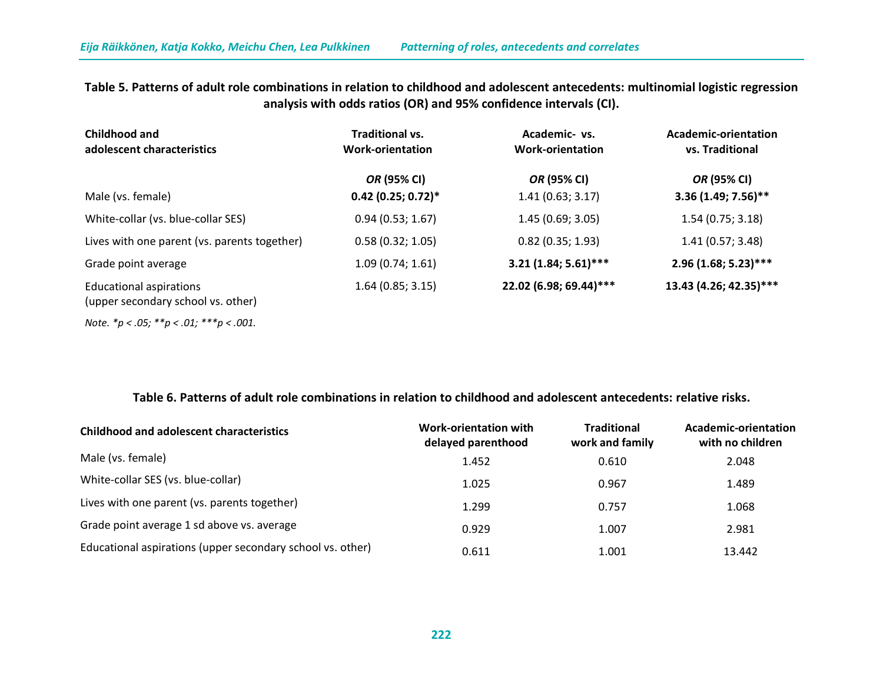**Table 5. Patterns of adult role combinations in relation to childhood and adolescent antecedents: multinomial logistic regression analysis with odds ratios (OR) and 95% confidence intervals (CI).**

| Childhood and adolescent characteristics | Traditional vs. Work-orientation | Academic- vs. Work-orientation | Academic-orientation vs. Traditional |
|---|---|---|---|
| | *OR* (95% CI) | *OR* (95% CI) | *OR* (95% CI) |
| Male (vs. female) | **0.42 (0.25; 0.72)*** | 1.41 (0.63; 3.17) | **3.36 (1.49; 7.56)**** |
| White-collar (vs. blue-collar SES) | 0.94 (0.53; 1.67) | 1.45 (0.69; 3.05) | 1.54 (0.75; 3.18) |
| Lives with one parent (vs. parents together) | 0.58 (0.32; 1.05) | 0.82 (0.35; 1.93) | 1.41 (0.57; 3.48) |
| Grade point average | 1.09 (0.74; 1.61) | **3.21 (1.84; 5.61)***** | **2.96 (1.68; 5.23)***** |
| Educational aspirations (upper secondary school vs. other) | 1.64 (0.85; 3.15) | **22.02 (6.98; 69.44)***** | **13.43 (4.26; 42.35)***** |

*Note. *p < .05; **p < .01; ***p < .001.*

**Table 6. Patterns of adult role combinations in relation to childhood and adolescent antecedents: relative risks.**

| Childhood and adolescent characteristics | Work-orientation with delayed parenthood | Traditional work and family | Academic-orientation with no children |
|---|---|---|---|
| Male (vs. female) | 1.452 | 0.610 | 2.048 |
| White-collar SES (vs. blue-collar) | 1.025 | 0.967 | 1.489 |
| Lives with one parent (vs. parents together) | 1.299 | 0.757 | 1.068 |
| Grade point average 1 sd above vs. average | 0.929 | 1.007 | 2.981 |
| Educational aspirations (upper secondary school vs. other) | 0.611 | 1.001 | 13.442 |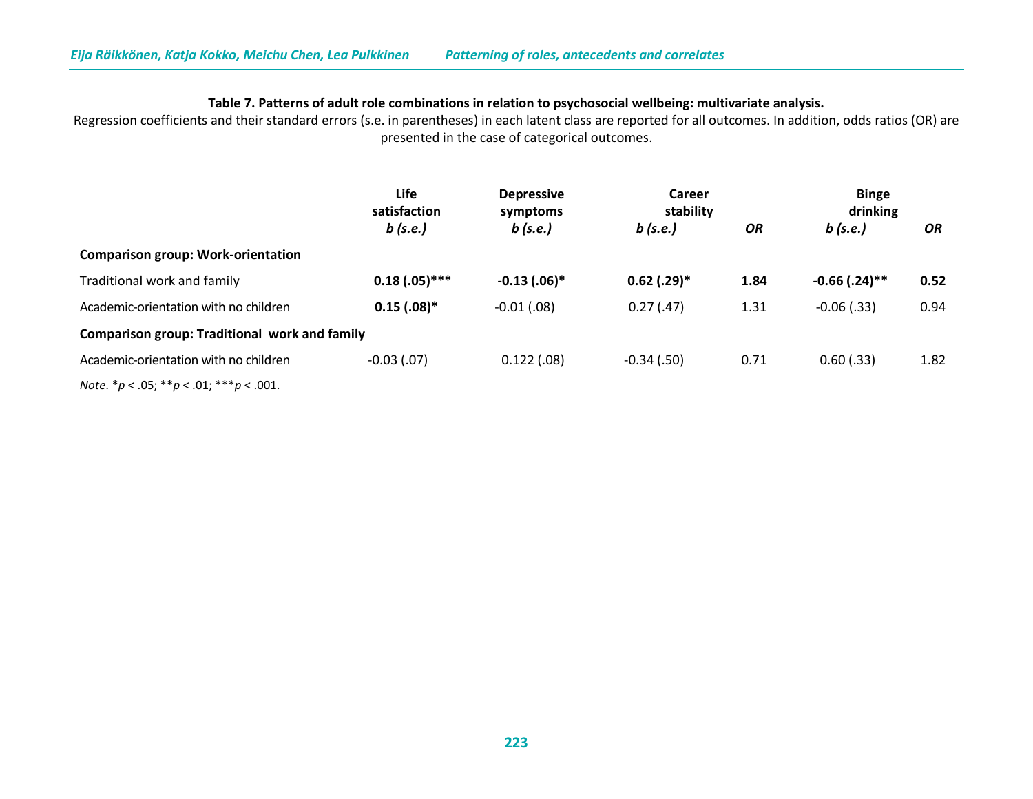**Table 7. Patterns of adult role combinations in relation to psychosocial wellbeing: multivariate analysis.**

Regression coefficients and their standard errors (s.e. in parentheses) in each latent class are reported for all outcomes. In addition, odds ratios (OR) are presented in the case of categorical outcomes.

| | Life satisfaction *b (s.e.)* | Depressive symptoms *b (s.e.)* | Career stability *b (s.e.)* | *OR* | Binge drinking *b (s.e.)* | *OR* |
|---|---|---|---|---|---|---|
| **Comparison group: Work-orientation** | | | | | | |
| Traditional work and family | **0.18 (.05)*\*\*** | **-0.13 (.06)*** | **0.62 (.29)*** | **1.84** | **-0.66 (.24)*\*** | **0.52** |
| Academic-orientation with no children | **0.15 (.08)*** | -0.01 (.08) | 0.27 (.47) | 1.31 | -0.06 (.33) | 0.94 |
| **Comparison group: Traditional work and family** | | | | | | |
| Academic-orientation with no children | -0.03 (.07) | 0.122 (.08) | -0.34 (.50) | 0.71 | 0.60 (.33) | 1.82 |

*Note*. \**p* < .05; \*\**p* < .01; \*\*\**p* < .001.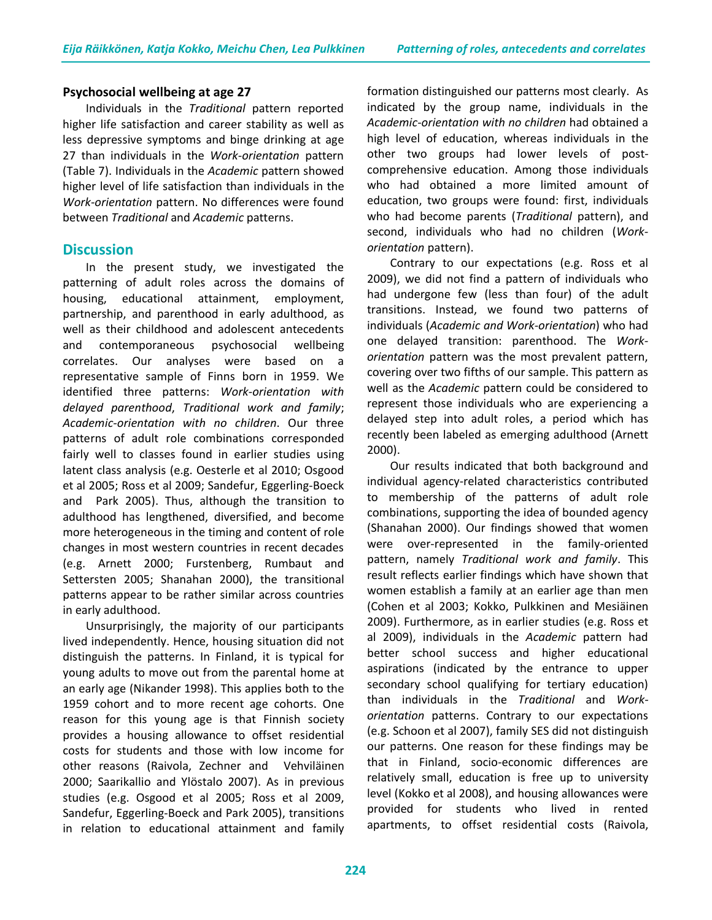**Psychosocial wellbeing at age 27**

Individuals in the *Traditional* pattern reported higher life satisfaction and career stability as well as less depressive symptoms and binge drinking at age 27 than individuals in the *Work-orientation* pattern (Table 7). Individuals in the *Academic* pattern showed higher level of life satisfaction than individuals in the *Work-orientation* pattern. No differences were found between *Traditional* and *Academic* patterns.

## Discussion

In the present study, we investigated the patterning of adult roles across the domains of housing, educational attainment, employment, partnership, and parenthood in early adulthood, as well as their childhood and adolescent antecedents and contemporaneous psychosocial wellbeing correlates. Our analyses were based on a representative sample of Finns born in 1959. We identified three patterns: *Work-orientation with delayed parenthood*, *Traditional work and family*; *Academic-orientation with no children*. Our three patterns of adult role combinations corresponded fairly well to classes found in earlier studies using latent class analysis (e.g. Oesterle et al 2010; Osgood et al 2005; Ross et al 2009; Sandefur, Eggerling-Boeck and Park 2005). Thus, although the transition to adulthood has lengthened, diversified, and become more heterogeneous in the timing and content of role changes in most western countries in recent decades (e.g. Arnett 2000; Furstenberg, Rumbaut and Settersten 2005; Shanahan 2000), the transitional patterns appear to be rather similar across countries in early adulthood.

Unsurprisingly, the majority of our participants lived independently. Hence, housing situation did not distinguish the patterns. In Finland, it is typical for young adults to move out from the parental home at an early age (Nikander 1998). This applies both to the 1959 cohort and to more recent age cohorts. One reason for this young age is that Finnish society provides a housing allowance to offset residential costs for students and those with low income for other reasons (Raivola, Zechner and Vehviläinen 2000; Saarikallio and Ylöstalo 2007). As in previous studies (e.g. Osgood et al 2005; Ross et al 2009, Sandefur, Eggerling-Boeck and Park 2005), transitions in relation to educational attainment and family formation distinguished our patterns most clearly. As indicated by the group name, individuals in the *Academic-orientation with no children* had obtained a high level of education, whereas individuals in the other two groups had lower levels of post-comprehensive education. Among those individuals who had obtained a more limited amount of education, two groups were found: first, individuals who had become parents (*Traditional* pattern), and second, individuals who had no children (*Work-orientation* pattern).

Contrary to our expectations (e.g. Ross et al 2009), we did not find a pattern of individuals who had undergone few (less than four) of the adult transitions. Instead, we found two patterns of individuals (*Academic and Work-orientation*) who had one delayed transition: parenthood. The *Work-orientation* pattern was the most prevalent pattern, covering over two fifths of our sample. This pattern as well as the *Academic* pattern could be considered to represent those individuals who are experiencing a delayed step into adult roles, a period which has recently been labeled as emerging adulthood (Arnett 2000).

Our results indicated that both background and individual agency-related characteristics contributed to membership of the patterns of adult role combinations, supporting the idea of bounded agency (Shanahan 2000). Our findings showed that women were over-represented in the family-oriented pattern, namely *Traditional work and family*. This result reflects earlier findings which have shown that women establish a family at an earlier age than men (Cohen et al 2003; Kokko, Pulkkinen and Mesiäinen 2009). Furthermore, as in earlier studies (e.g. Ross et al 2009), individuals in the *Academic* pattern had better school success and higher educational aspirations (indicated by the entrance to upper secondary school qualifying for tertiary education) than individuals in the *Traditional* and *Work-orientation* patterns. Contrary to our expectations (e.g. Schoon et al 2007), family SES did not distinguish our patterns. One reason for these findings may be that in Finland, socio-economic differences are relatively small, education is free up to university level (Kokko et al 2008), and housing allowances were provided for students who lived in rented apartments, to offset residential costs (Raivola,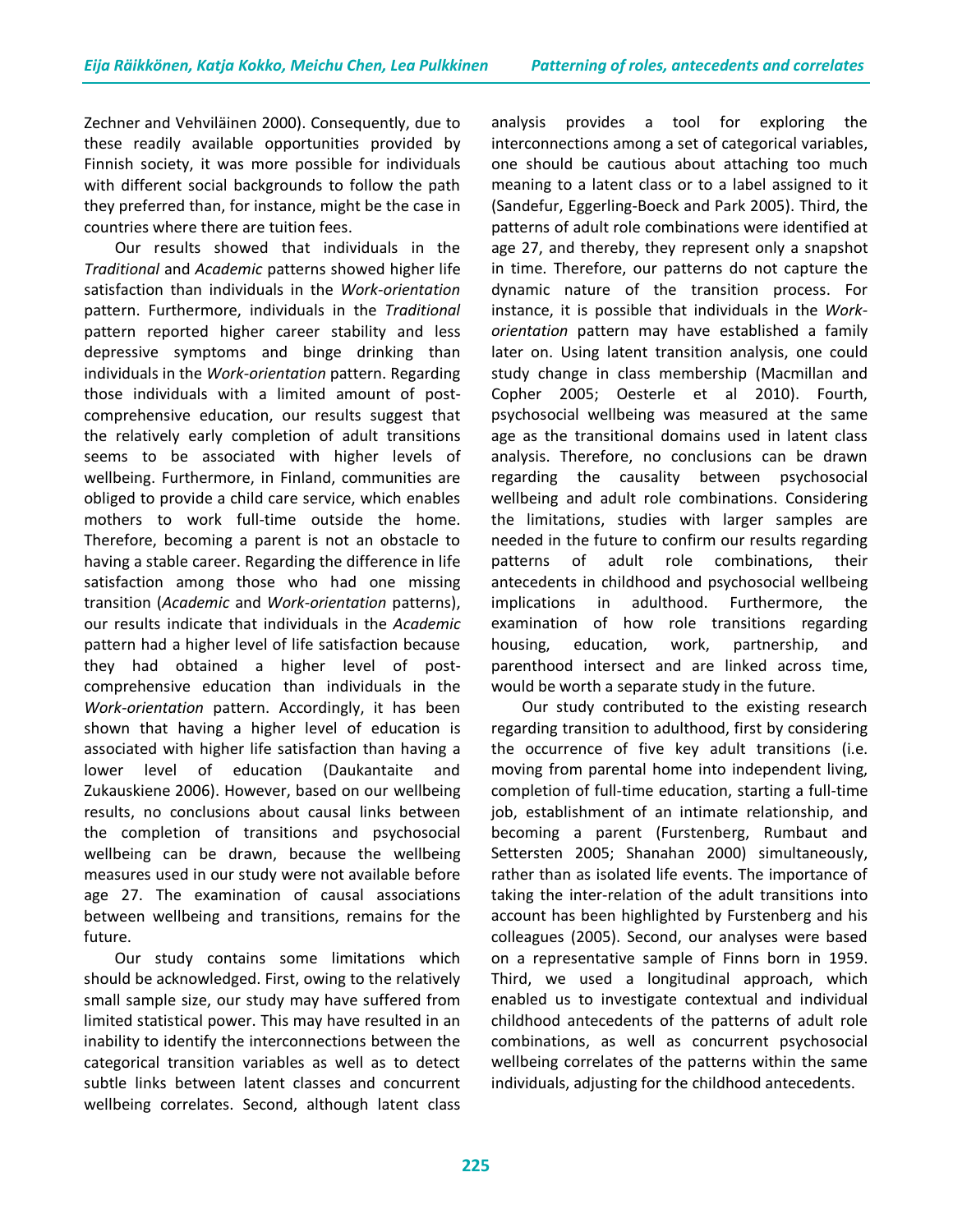Zechner and Vehviläinen 2000). Consequently, due to these readily available opportunities provided by Finnish society, it was more possible for individuals with different social backgrounds to follow the path they preferred than, for instance, might be the case in countries where there are tuition fees.

Our results showed that individuals in the *Traditional* and *Academic* patterns showed higher life satisfaction than individuals in the *Work-orientation* pattern. Furthermore, individuals in the *Traditional* pattern reported higher career stability and less depressive symptoms and binge drinking than individuals in the *Work-orientation* pattern. Regarding those individuals with a limited amount of post-comprehensive education, our results suggest that the relatively early completion of adult transitions seems to be associated with higher levels of wellbeing. Furthermore, in Finland, communities are obliged to provide a child care service, which enables mothers to work full-time outside the home. Therefore, becoming a parent is not an obstacle to having a stable career. Regarding the difference in life satisfaction among those who had one missing transition (*Academic* and *Work-orientation* patterns), our results indicate that individuals in the *Academic* pattern had a higher level of life satisfaction because they had obtained a higher level of post-comprehensive education than individuals in the *Work-orientation* pattern. Accordingly, it has been shown that having a higher level of education is associated with higher life satisfaction than having a lower level of education (Daukantaite and Zukauskiene 2006). However, based on our wellbeing results, no conclusions about causal links between the completion of transitions and psychosocial wellbeing can be drawn, because the wellbeing measures used in our study were not available before age 27. The examination of causal associations between wellbeing and transitions, remains for the future.

Our study contains some limitations which should be acknowledged. First, owing to the relatively small sample size, our study may have suffered from limited statistical power. This may have resulted in an inability to identify the interconnections between the categorical transition variables as well as to detect subtle links between latent classes and concurrent wellbeing correlates. Second, although latent class analysis provides a tool for exploring the interconnections among a set of categorical variables, one should be cautious about attaching too much meaning to a latent class or to a label assigned to it (Sandefur, Eggerling-Boeck and Park 2005). Third, the patterns of adult role combinations were identified at age 27, and thereby, they represent only a snapshot in time. Therefore, our patterns do not capture the dynamic nature of the transition process. For instance, it is possible that individuals in the *Work-orientation* pattern may have established a family later on. Using latent transition analysis, one could study change in class membership (Macmillan and Copher 2005; Oesterle et al 2010). Fourth, psychosocial wellbeing was measured at the same age as the transitional domains used in latent class analysis. Therefore, no conclusions can be drawn regarding the causality between psychosocial wellbeing and adult role combinations. Considering the limitations, studies with larger samples are needed in the future to confirm our results regarding patterns of adult role combinations, their antecedents in childhood and psychosocial wellbeing implications in adulthood. Furthermore, the examination of how role transitions regarding housing, education, work, partnership, and parenthood intersect and are linked across time, would be worth a separate study in the future.

Our study contributed to the existing research regarding transition to adulthood, first by considering the occurrence of five key adult transitions (i.e. moving from parental home into independent living, completion of full-time education, starting a full-time job, establishment of an intimate relationship, and becoming a parent (Furstenberg, Rumbaut and Settersten 2005; Shanahan 2000) simultaneously, rather than as isolated life events. The importance of taking the inter-relation of the adult transitions into account has been highlighted by Furstenberg and his colleagues (2005). Second, our analyses were based on a representative sample of Finns born in 1959. Third, we used a longitudinal approach, which enabled us to investigate contextual and individual childhood antecedents of the patterns of adult role combinations, as well as concurrent psychosocial wellbeing correlates of the patterns within the same individuals, adjusting for the childhood antecedents.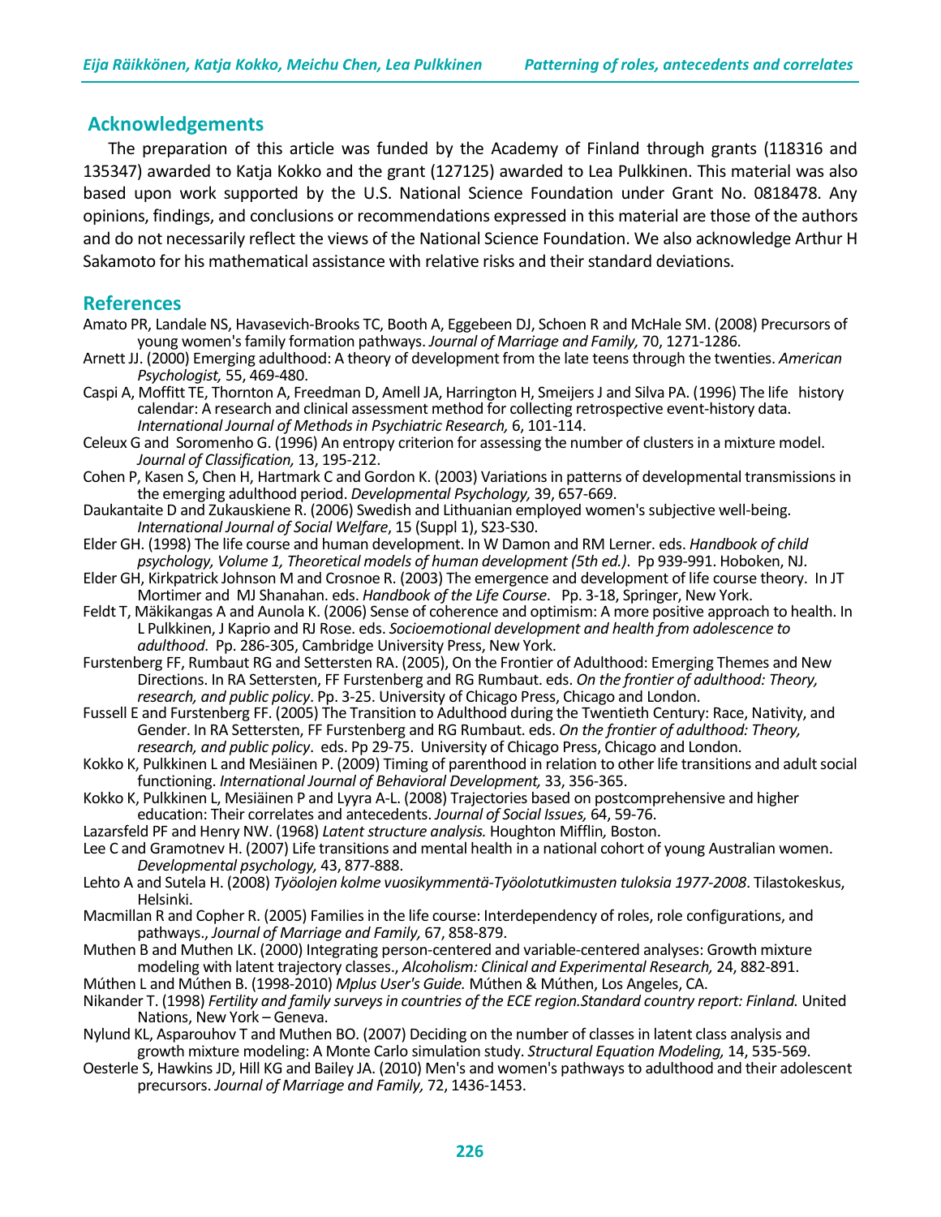## Acknowledgements

The preparation of this article was funded by the Academy of Finland through grants (118316 and 135347) awarded to Katja Kokko and the grant (127125) awarded to Lea Pulkkinen. This material was also based upon work supported by the U.S. National Science Foundation under Grant No. 0818478. Any opinions, findings, and conclusions or recommendations expressed in this material are those of the authors and do not necessarily reflect the views of the National Science Foundation. We also acknowledge Arthur H Sakamoto for his mathematical assistance with relative risks and their standard deviations.

## References

Amato PR, Landale NS, Havasevich-Brooks TC, Booth A, Eggebeen DJ, Schoen R and McHale SM. (2008) Precursors of young women's family formation pathways. *Journal of Marriage and Family,* 70, 1271-1286.

Arnett JJ. (2000) Emerging adulthood: A theory of development from the late teens through the twenties. *American Psychologist,* 55, 469-480.

Caspi A, Moffitt TE, Thornton A, Freedman D, Amell JA, Harrington H, Smeijers J and Silva PA. (1996) The life history calendar: A research and clinical assessment method for collecting retrospective event-history data. *International Journal of Methods in Psychiatric Research,* 6, 101-114.

Celeux G and Soromenho G. (1996) An entropy criterion for assessing the number of clusters in a mixture model. *Journal of Classification,* 13, 195-212.

Cohen P, Kasen S, Chen H, Hartmark C and Gordon K. (2003) Variations in patterns of developmental transmissions in the emerging adulthood period. *Developmental Psychology,* 39, 657-669.

Daukantaite D and Zukauskiene R. (2006) Swedish and Lithuanian employed women's subjective well-being. *International Journal of Social Welfare*, 15 (Suppl 1), S23-S30.

Elder GH. (1998) The life course and human development. In W Damon and RM Lerner. eds. *Handbook of child psychology, Volume 1, Theoretical models of human development (5th ed.)*. Pp 939-991. Hoboken, NJ.

Elder GH, Kirkpatrick Johnson M and Crosnoe R. (2003) The emergence and development of life course theory. In JT Mortimer and MJ Shanahan. eds. *Handbook of the Life Course*. Pp. 3-18, Springer, New York.

Feldt T, Mäkikangas A and Aunola K. (2006) Sense of coherence and optimism: A more positive approach to health. In L Pulkkinen, J Kaprio and RJ Rose. eds. *Socioemotional development and health from adolescence to adulthood*. Pp. 286-305, Cambridge University Press, New York.

Furstenberg FF, Rumbaut RG and Settersten RA. (2005), On the Frontier of Adulthood: Emerging Themes and New Directions. In RA Settersten, FF Furstenberg and RG Rumbaut. eds. *On the frontier of adulthood: Theory, research, and public policy*. Pp. 3-25. University of Chicago Press, Chicago and London.

Fussell E and Furstenberg FF. (2005) The Transition to Adulthood during the Twentieth Century: Race, Nativity, and Gender. In RA Settersten, FF Furstenberg and RG Rumbaut. eds. *On the frontier of adulthood: Theory, research, and public policy*. eds. Pp 29-75. University of Chicago Press, Chicago and London.

Kokko K, Pulkkinen L and Mesiäinen P. (2009) Timing of parenthood in relation to other life transitions and adult social functioning. *International Journal of Behavioral Development,* 33, 356-365.

Kokko K, Pulkkinen L, Mesiäinen P and Lyyra A-L. (2008) Trajectories based on postcomprehensive and higher education: Their correlates and antecedents. *Journal of Social Issues,* 64, 59-76.

Lazarsfeld PF and Henry NW. (1968) *Latent structure analysis.* Houghton Mifflin*,* Boston.

Lee C and Gramotnev H. (2007) Life transitions and mental health in a national cohort of young Australian women. *Developmental psychology,* 43, 877-888.

Lehto A and Sutela H. (2008) *Työolojen kolme vuosikymmentä-Työolotutkimusten tuloksia 1977-2008*. Tilastokeskus, Helsinki.

Macmillan R and Copher R. (2005) Families in the life course: Interdependency of roles, role configurations, and pathways., *Journal of Marriage and Family,* 67, 858-879.

Muthen B and Muthen LK. (2000) Integrating person-centered and variable-centered analyses: Growth mixture modeling with latent trajectory classes., *Alcoholism: Clinical and Experimental Research,* 24, 882-891.

Múthen L and Múthen B. (1998-2010) *Mplus User's Guide.* Múthen & Múthen, Los Angeles, CA.

Nikander T. (1998) *Fertility and family surveys in countries of the ECE region.Standard country report: Finland.* United Nations, New York – Geneva.

Nylund KL, Asparouhov T and Muthen BO. (2007) Deciding on the number of classes in latent class analysis and growth mixture modeling: A Monte Carlo simulation study. *Structural Equation Modeling,* 14, 535-569.

Oesterle S, Hawkins JD, Hill KG and Bailey JA. (2010) Men's and women's pathways to adulthood and their adolescent precursors. *Journal of Marriage and Family,* 72, 1436-1453.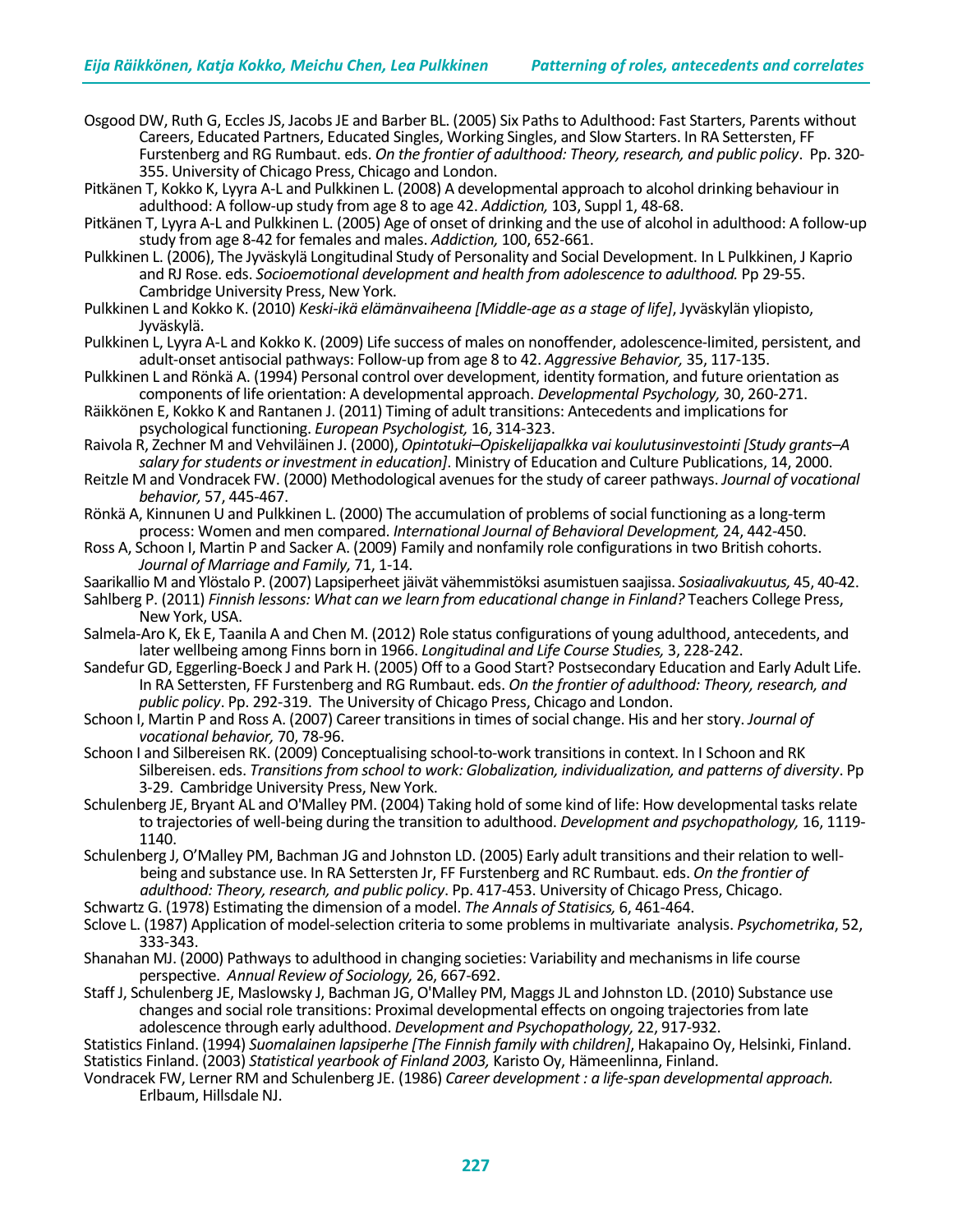Osgood DW, Ruth G, Eccles JS, Jacobs JE and Barber BL. (2005) Six Paths to Adulthood: Fast Starters, Parents without Careers, Educated Partners, Educated Singles, Working Singles, and Slow Starters. In RA Settersten, FF Furstenberg and RG Rumbaut. eds. *On the frontier of adulthood: Theory, research, and public policy*. Pp. 320-355. University of Chicago Press, Chicago and London.

Pitkänen T, Kokko K, Lyyra A-L and Pulkkinen L. (2008) A developmental approach to alcohol drinking behaviour in adulthood: A follow-up study from age 8 to age 42. *Addiction,* 103, Suppl 1, 48-68.

Pitkänen T, Lyyra A-L and Pulkkinen L. (2005) Age of onset of drinking and the use of alcohol in adulthood: A follow-up study from age 8-42 for females and males. *Addiction,* 100, 652-661.

Pulkkinen L. (2006), The Jyväskylä Longitudinal Study of Personality and Social Development. In L Pulkkinen, J Kaprio and RJ Rose. eds. *Socioemotional development and health from adolescence to adulthood.* Pp 29-55. Cambridge University Press, New York.

Pulkkinen L and Kokko K. (2010) *Keski-ikä elämänvaiheena [Middle-age as a stage of life]*, Jyväskylän yliopisto, Jyväskylä.

Pulkkinen L, Lyyra A-L and Kokko K. (2009) Life success of males on nonoffender, adolescence-limited, persistent, and adult-onset antisocial pathways: Follow-up from age 8 to 42. *Aggressive Behavior,* 35, 117-135.

Pulkkinen L and Rönkä A. (1994) Personal control over development, identity formation, and future orientation as components of life orientation: A developmental approach. *Developmental Psychology,* 30, 260-271.

Räikkönen E, Kokko K and Rantanen J. (2011) Timing of adult transitions: Antecedents and implications for psychological functioning. *European Psychologist,* 16, 314-323.

Raivola R, Zechner M and Vehviläinen J. (2000), *Opintotuki–Opiskelijapalkka vai koulutusinvestointi [Study grants–A salary for students or investment in education]*. Ministry of Education and Culture Publications, 14, 2000.

Reitzle M and Vondracek FW. (2000) Methodological avenues for the study of career pathways. *Journal of vocational behavior,* 57, 445-467.

Rönkä A, Kinnunen U and Pulkkinen L. (2000) The accumulation of problems of social functioning as a long-term process: Women and men compared. *International Journal of Behavioral Development,* 24, 442-450.

Ross A, Schoon I, Martin P and Sacker A. (2009) Family and nonfamily role configurations in two British cohorts. *Journal of Marriage and Family,* 71, 1-14.

Saarikallio M and Ylöstalo P. (2007) Lapsiperheet jäivät vähemmistöksi asumistuen saajissa. *Sosiaalivakuutus,* 45, 40-42.

Sahlberg P. (2011) *Finnish lessons: What can we learn from educational change in Finland?* Teachers College Press, New York, USA.

Salmela-Aro K, Ek E, Taanila A and Chen M. (2012) Role status configurations of young adulthood, antecedents, and later wellbeing among Finns born in 1966. *Longitudinal and Life Course Studies,* 3, 228-242.

Sandefur GD, Eggerling-Boeck J and Park H. (2005) Off to a Good Start? Postsecondary Education and Early Adult Life. In RA Settersten, FF Furstenberg and RG Rumbaut. eds. *On the frontier of adulthood: Theory, research, and public policy*. Pp. 292-319. The University of Chicago Press, Chicago and London.

Schoon I, Martin P and Ross A. (2007) Career transitions in times of social change. His and her story. *Journal of vocational behavior,* 70, 78-96.

Schoon I and Silbereisen RK. (2009) Conceptualising school-to-work transitions in context. In I Schoon and RK Silbereisen. eds. *Transitions from school to work: Globalization, individualization, and patterns of diversity*. Pp 3-29. Cambridge University Press, New York.

Schulenberg JE, Bryant AL and O'Malley PM. (2004) Taking hold of some kind of life: How developmental tasks relate to trajectories of well-being during the transition to adulthood. *Development and psychopathology,* 16, 1119-1140.

Schulenberg J, O'Malley PM, Bachman JG and Johnston LD. (2005) Early adult transitions and their relation to well-being and substance use. In RA Settersten Jr, FF Furstenberg and RC Rumbaut. eds. *On the frontier of adulthood: Theory, research, and public policy*. Pp. 417-453. University of Chicago Press, Chicago.

Schwartz G. (1978) Estimating the dimension of a model. *The Annals of Statisics,* 6, 461-464.

Sclove L. (1987) Application of model-selection criteria to some problems in multivariate analysis. *Psychometrika*, 52, 333-343.

Shanahan MJ. (2000) Pathways to adulthood in changing societies: Variability and mechanisms in life course perspective. *Annual Review of Sociology,* 26, 667-692.

Staff J, Schulenberg JE, Maslowsky J, Bachman JG, O'Malley PM, Maggs JL and Johnston LD. (2010) Substance use changes and social role transitions: Proximal developmental effects on ongoing trajectories from late adolescence through early adulthood. *Development and Psychopathology,* 22, 917-932.

Statistics Finland. (1994) *Suomalainen lapsiperhe [The Finnish family with children]*, Hakapaino Oy, Helsinki, Finland.

Statistics Finland. (2003) *Statistical yearbook of Finland 2003,* Karisto Oy, Hämeenlinna, Finland.

Vondracek FW, Lerner RM and Schulenberg JE. (1986) *Career development : a life-span developmental approach.* Erlbaum, Hillsdale NJ.